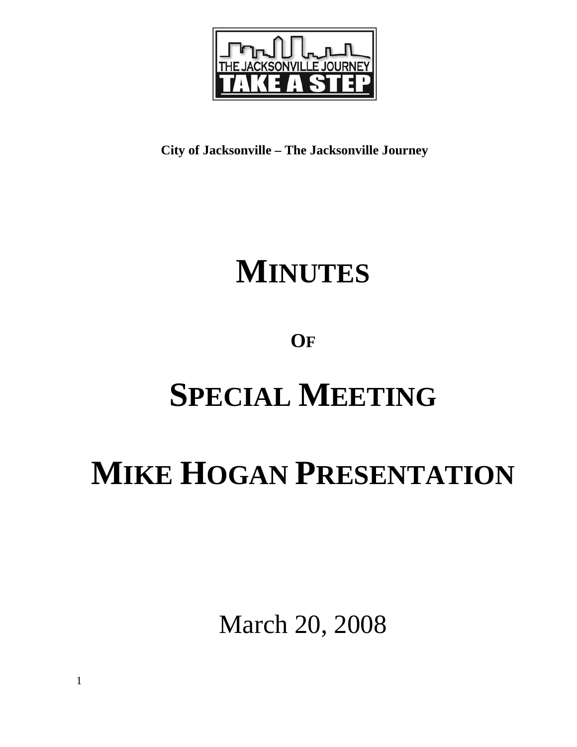THE JACKSONVILLE JOURNEY

TAKE A STEP

**City of Jacksonville – The Jacksonville Journey**

# MINUTES

**OF**

# SPECIAL MEETING

# MIKE HOGAN PRESENTATION

March 20, 2008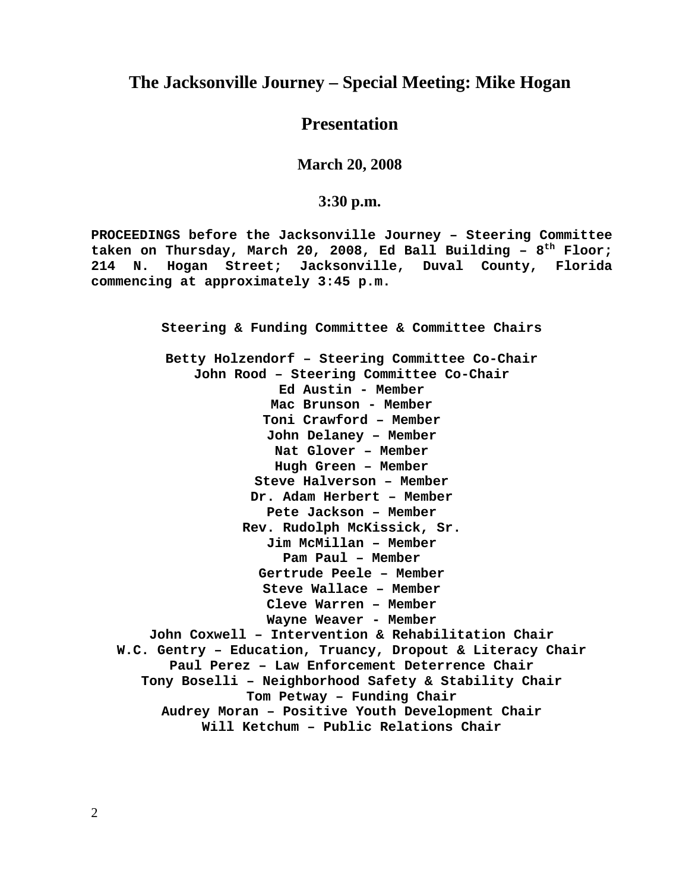# The Jacksonville Journey – Special Meeting: Mike Hogan Presentation

**March 20, 2008**

**3:30 p.m.**

**PROCEEDINGS before the Jacksonville Journey – Steering Committee taken on Thursday, March 20, 2008, Ed Ball Building – 8th Floor; 214 N. Hogan Street; Jacksonville, Duval County, Florida commencing at approximately 3:45 p.m.**

**Steering & Funding Committee & Committee Chairs**

**Betty Holzendorf – Steering Committee Co-Chair**
**John Rood – Steering Committee Co-Chair**
**Ed Austin - Member**
**Mac Brunson - Member**
**Toni Crawford – Member**
**John Delaney – Member**
**Nat Glover – Member**
**Hugh Green – Member**
**Steve Halverson – Member**
**Dr. Adam Herbert – Member**
**Pete Jackson – Member**
**Rev. Rudolph McKissick, Sr.**
**Jim McMillan – Member**
**Pam Paul – Member**
**Gertrude Peele – Member**
**Steve Wallace – Member**
**Cleve Warren – Member**
**Wayne Weaver - Member**
**John Coxwell – Intervention & Rehabilitation Chair**
**W.C. Gentry – Education, Truancy, Dropout & Literacy Chair**
**Paul Perez – Law Enforcement Deterrence Chair**
**Tony Boselli – Neighborhood Safety & Stability Chair**
**Tom Petway – Funding Chair**
**Audrey Moran – Positive Youth Development Chair**
**Will Ketchum – Public Relations Chair**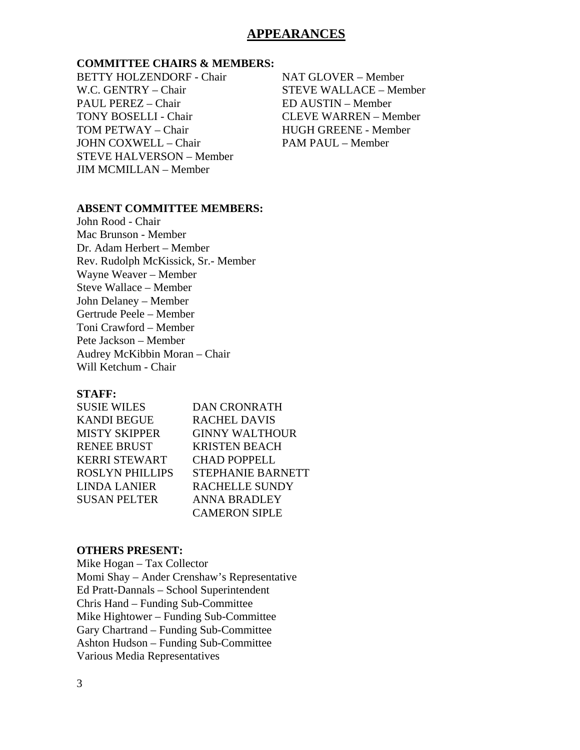# APPEARANCES

**COMMITTEE CHAIRS & MEMBERS:**

BETTY HOLZENDORF - Chair
W.C. GENTRY – Chair
PAUL PEREZ – Chair
TONY BOSELLI - Chair
TOM PETWAY – Chair
JOHN COXWELL – Chair
STEVE HALVERSON – Member
JIM MCMILLAN – Member
NAT GLOVER – Member
STEVE WALLACE – Member
ED AUSTIN – Member
CLEVE WARREN – Member
HUGH GREENE - Member
PAM PAUL – Member

**ABSENT COMMITTEE MEMBERS:**

John Rood - Chair
Mac Brunson - Member
Dr. Adam Herbert – Member
Rev. Rudolph McKissick, Sr.- Member
Wayne Weaver – Member
Steve Wallace – Member
John Delaney – Member
Gertrude Peele – Member
Toni Crawford – Member
Pete Jackson – Member
Audrey McKibbin Moran – Chair
Will Ketchum - Chair

**STAFF:**

SUSIE WILES
KANDI BEGUE
MISTY SKIPPER
RENEE BRUST
KERRI STEWART
ROSLYN PHILLIPS
LINDA LANIER
SUSAN PELTER
DAN CRONRATH
RACHEL DAVIS
GINNY WALTHOUR
KRISTEN BEACH
CHAD POPPELL
STEPHANIE BARNETT
RACHELLE SUNDY
ANNA BRADLEY
CAMERON SIPLE

**OTHERS PRESENT:**

Mike Hogan – Tax Collector
Momi Shay – Ander Crenshaw's Representative
Ed Pratt-Dannals – School Superintendent
Chris Hand – Funding Sub-Committee
Mike Hightower – Funding Sub-Committee
Gary Chartrand – Funding Sub-Committee
Ashton Hudson – Funding Sub-Committee
Various Media Representatives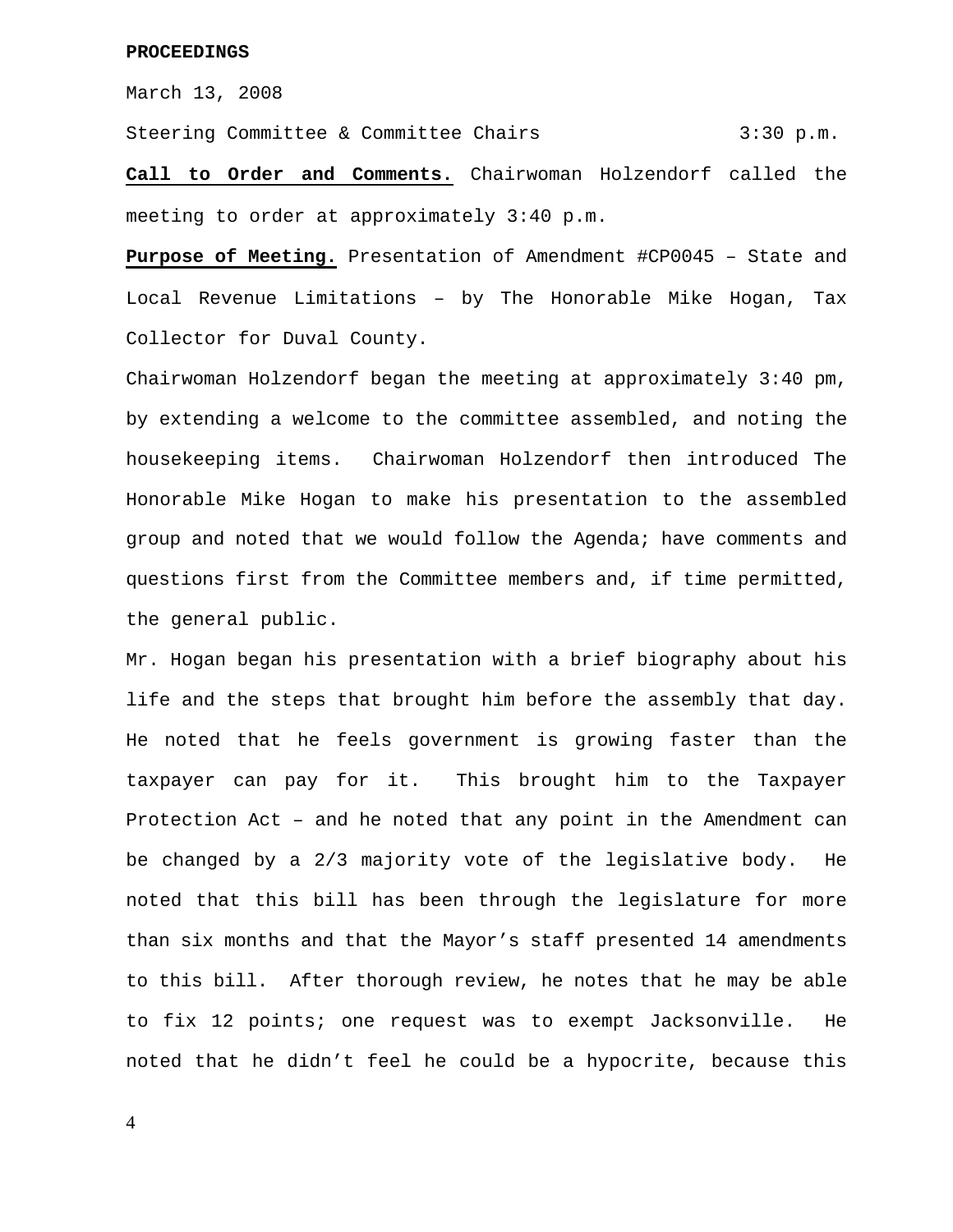**PROCEEDINGS**

March 13, 2008

Steering Committee & Committee Chairs 3:30 p.m.

**Call to Order and Comments.** Chairwoman Holzendorf called the meeting to order at approximately 3:40 p.m.

**Purpose of Meeting.** Presentation of Amendment #CP0045 – State and Local Revenue Limitations – by The Honorable Mike Hogan, Tax Collector for Duval County.

Chairwoman Holzendorf began the meeting at approximately 3:40 pm, by extending a welcome to the committee assembled, and noting the housekeeping items. Chairwoman Holzendorf then introduced The Honorable Mike Hogan to make his presentation to the assembled group and noted that we would follow the Agenda; have comments and questions first from the Committee members and, if time permitted, the general public.

Mr. Hogan began his presentation with a brief biography about his life and the steps that brought him before the assembly that day. He noted that he feels government is growing faster than the taxpayer can pay for it. This brought him to the Taxpayer Protection Act – and he noted that any point in the Amendment can be changed by a 2/3 majority vote of the legislative body. He noted that this bill has been through the legislature for more than six months and that the Mayor's staff presented 14 amendments to this bill. After thorough review, he notes that he may be able to fix 12 points; one request was to exempt Jacksonville. He noted that he didn't feel he could be a hypocrite, because this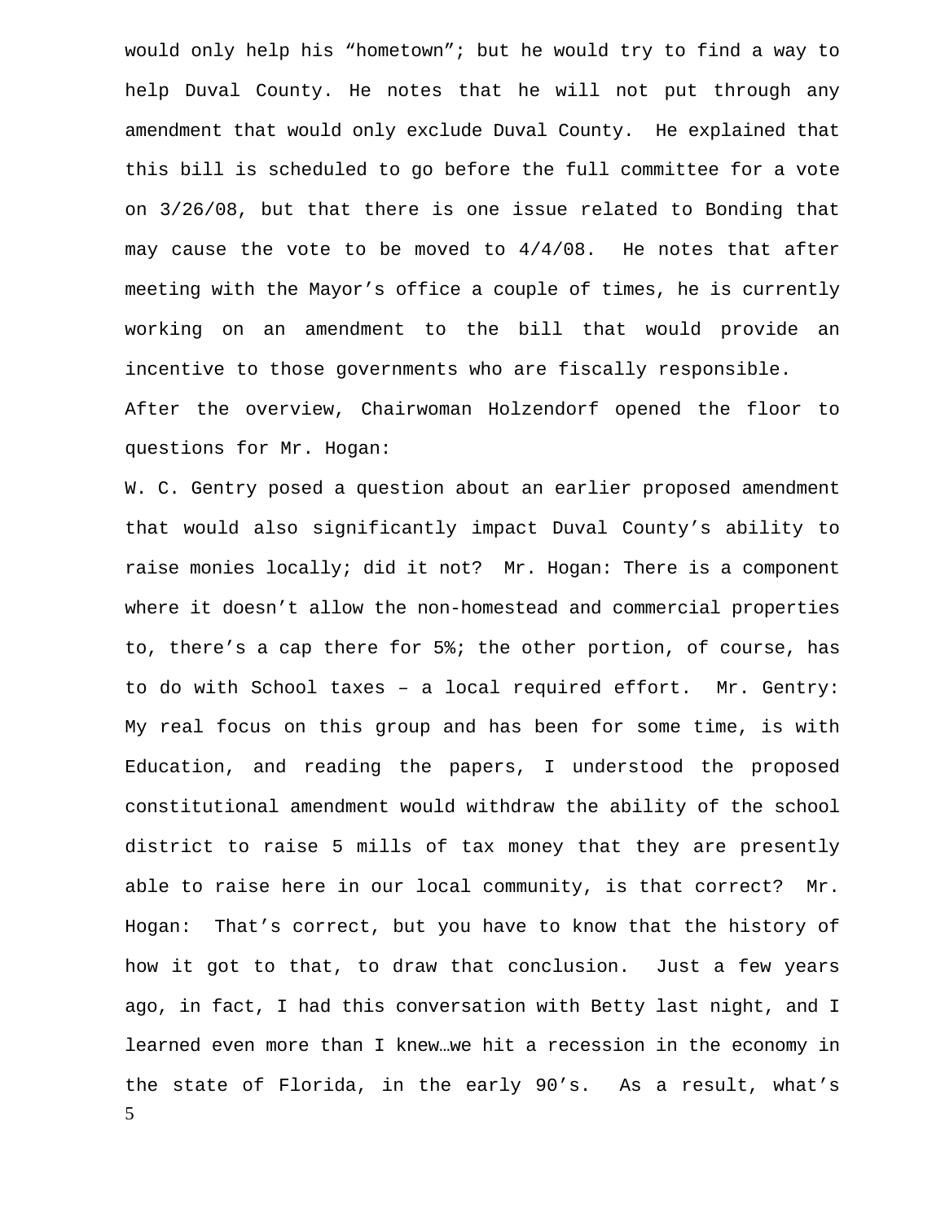would only help his "hometown"; but he would try to find a way to help Duval County. He notes that he will not put through any amendment that would only exclude Duval County. He explained that this bill is scheduled to go before the full committee for a vote on 3/26/08, but that there is one issue related to Bonding that may cause the vote to be moved to 4/4/08. He notes that after meeting with the Mayor's office a couple of times, he is currently working on an amendment to the bill that would provide an incentive to those governments who are fiscally responsible.

After the overview, Chairwoman Holzendorf opened the floor to questions for Mr. Hogan:

W. C. Gentry posed a question about an earlier proposed amendment that would also significantly impact Duval County's ability to raise monies locally; did it not? Mr. Hogan: There is a component where it doesn't allow the non-homestead and commercial properties to, there's a cap there for 5%; the other portion, of course, has to do with School taxes – a local required effort. Mr. Gentry: My real focus on this group and has been for some time, is with Education, and reading the papers, I understood the proposed constitutional amendment would withdraw the ability of the school district to raise 5 mills of tax money that they are presently able to raise here in our local community, is that correct? Mr. Hogan: That's correct, but you have to know that the history of how it got to that, to draw that conclusion. Just a few years ago, in fact, I had this conversation with Betty last night, and I learned even more than I knew…we hit a recession in the economy in the state of Florida, in the early 90's. As a result, what's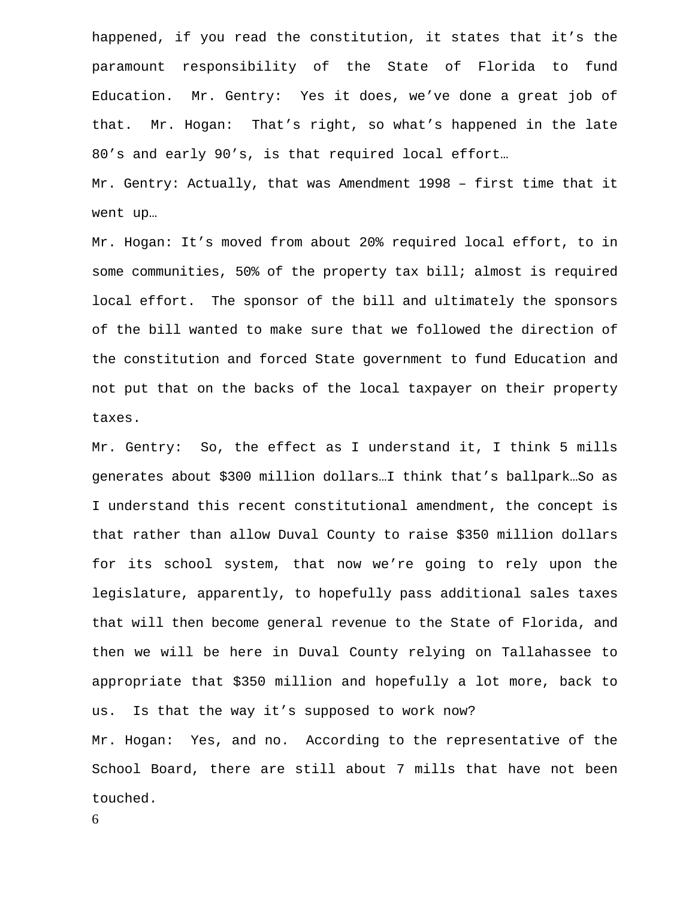happened, if you read the constitution, it states that it's the paramount responsibility of the State of Florida to fund Education. Mr. Gentry: Yes it does, we've done a great job of that. Mr. Hogan: That's right, so what's happened in the late 80's and early 90's, is that required local effort…

Mr. Gentry: Actually, that was Amendment 1998 – first time that it went up…

Mr. Hogan: It's moved from about 20% required local effort, to in some communities, 50% of the property tax bill; almost is required local effort. The sponsor of the bill and ultimately the sponsors of the bill wanted to make sure that we followed the direction of the constitution and forced State government to fund Education and not put that on the backs of the local taxpayer on their property taxes.

Mr. Gentry: So, the effect as I understand it, I think 5 mills generates about $300 million dollars…I think that's ballpark…So as I understand this recent constitutional amendment, the concept is that rather than allow Duval County to raise $350 million dollars for its school system, that now we're going to rely upon the legislature, apparently, to hopefully pass additional sales taxes that will then become general revenue to the State of Florida, and then we will be here in Duval County relying on Tallahassee to appropriate that $350 million and hopefully a lot more, back to us. Is that the way it's supposed to work now?

Mr. Hogan: Yes, and no. According to the representative of the School Board, there are still about 7 mills that have not been touched.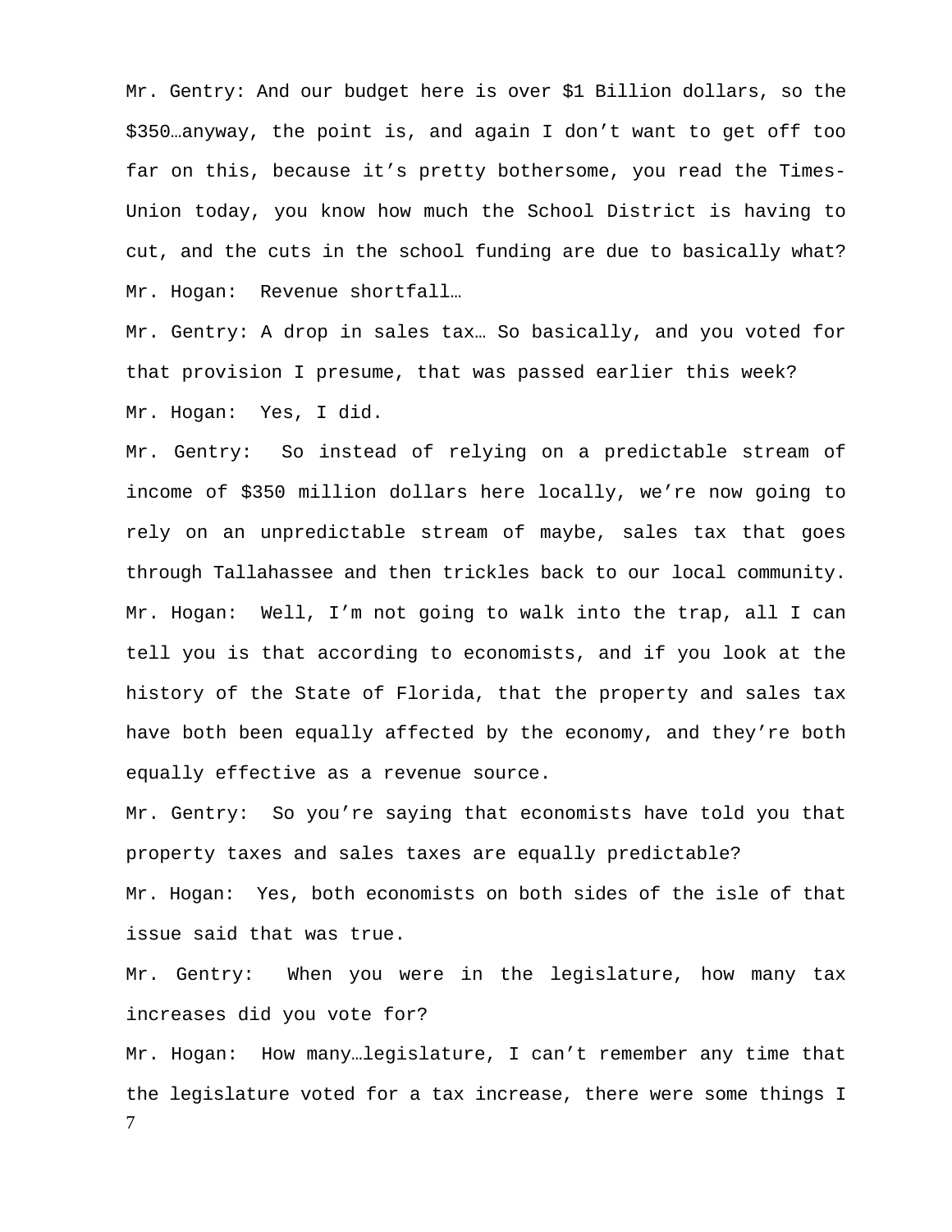Mr. Gentry: And our budget here is over $1 Billion dollars, so the $350…anyway, the point is, and again I don't want to get off too far on this, because it's pretty bothersome, you read the Times-Union today, you know how much the School District is having to cut, and the cuts in the school funding are due to basically what?

Mr. Hogan: Revenue shortfall…

Mr. Gentry: A drop in sales tax… So basically, and you voted for that provision I presume, that was passed earlier this week?

Mr. Hogan: Yes, I did.

Mr. Gentry: So instead of relying on a predictable stream of income of $350 million dollars here locally, we're now going to rely on an unpredictable stream of maybe, sales tax that goes through Tallahassee and then trickles back to our local community.

Mr. Hogan: Well, I'm not going to walk into the trap, all I can tell you is that according to economists, and if you look at the history of the State of Florida, that the property and sales tax have both been equally affected by the economy, and they're both equally effective as a revenue source.

Mr. Gentry: So you're saying that economists have told you that property taxes and sales taxes are equally predictable?

Mr. Hogan: Yes, both economists on both sides of the isle of that issue said that was true.

Mr. Gentry: When you were in the legislature, how many tax increases did you vote for?

Mr. Hogan: How many…legislature, I can't remember any time that the legislature voted for a tax increase, there were some things I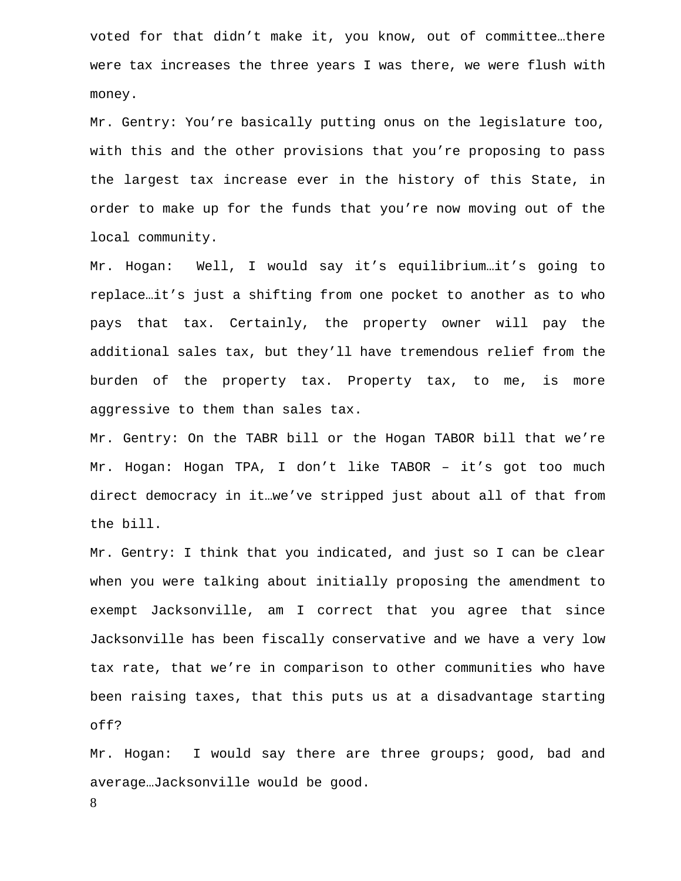voted for that didn't make it, you know, out of committee…there were tax increases the three years I was there, we were flush with money.

Mr. Gentry: You're basically putting onus on the legislature too, with this and the other provisions that you're proposing to pass the largest tax increase ever in the history of this State, in order to make up for the funds that you're now moving out of the local community.

Mr. Hogan: Well, I would say it's equilibrium…it's going to replace…it's just a shifting from one pocket to another as to who pays that tax. Certainly, the property owner will pay the additional sales tax, but they'll have tremendous relief from the burden of the property tax. Property tax, to me, is more aggressive to them than sales tax.

Mr. Gentry: On the TABR bill or the Hogan TABOR bill that we're

Mr. Hogan: Hogan TPA, I don't like TABOR – it's got too much direct democracy in it…we've stripped just about all of that from the bill.

Mr. Gentry: I think that you indicated, and just so I can be clear when you were talking about initially proposing the amendment to exempt Jacksonville, am I correct that you agree that since Jacksonville has been fiscally conservative and we have a very low tax rate, that we're in comparison to other communities who have been raising taxes, that this puts us at a disadvantage starting off?

Mr. Hogan: I would say there are three groups; good, bad and average…Jacksonville would be good.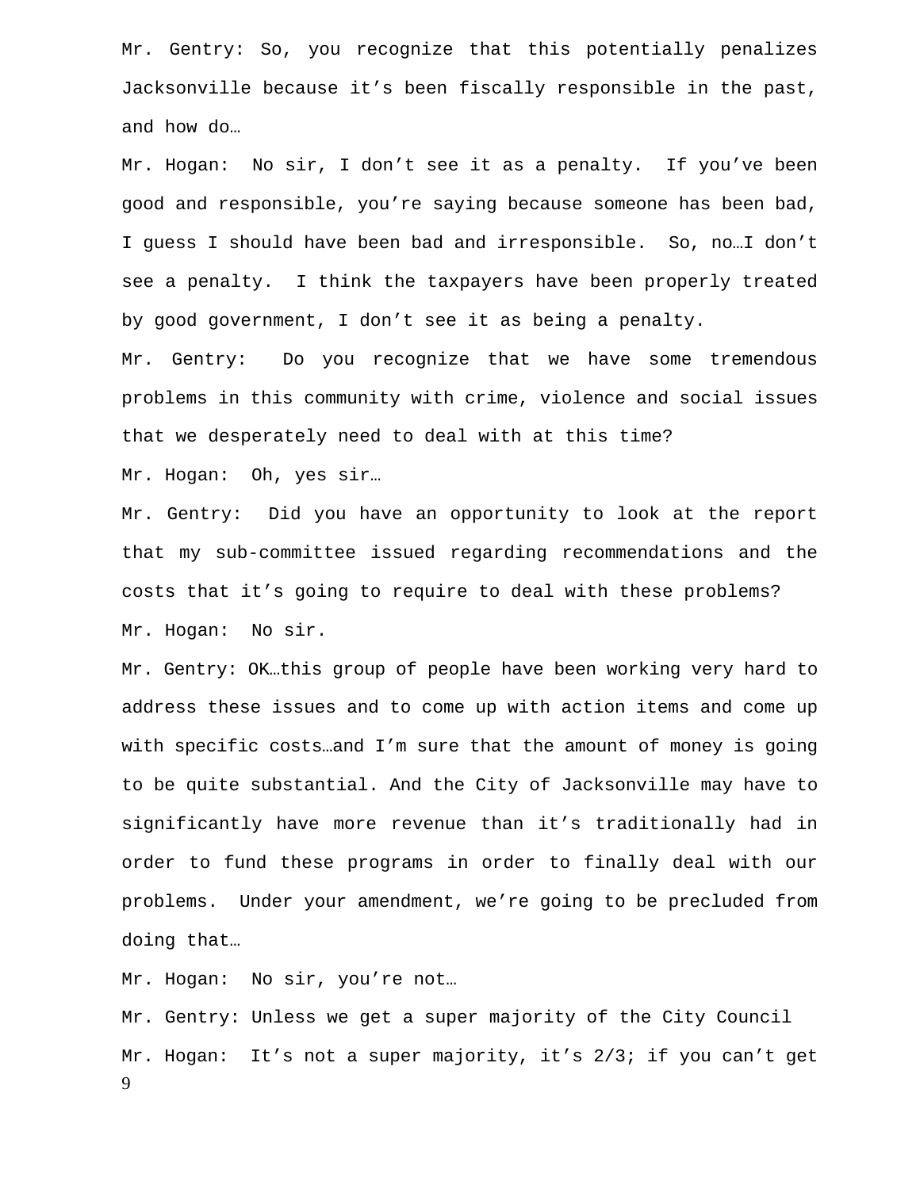Mr. Gentry: So, you recognize that this potentially penalizes Jacksonville because it's been fiscally responsible in the past, and how do…

Mr. Hogan: No sir, I don't see it as a penalty. If you've been good and responsible, you're saying because someone has been bad, I guess I should have been bad and irresponsible. So, no…I don't see a penalty. I think the taxpayers have been properly treated by good government, I don't see it as being a penalty.

Mr. Gentry: Do you recognize that we have some tremendous problems in this community with crime, violence and social issues that we desperately need to deal with at this time?

Mr. Hogan: Oh, yes sir…

Mr. Gentry: Did you have an opportunity to look at the report that my sub-committee issued regarding recommendations and the costs that it's going to require to deal with these problems?

Mr. Hogan: No sir.

Mr. Gentry: OK…this group of people have been working very hard to address these issues and to come up with action items and come up with specific costs…and I'm sure that the amount of money is going to be quite substantial. And the City of Jacksonville may have to significantly have more revenue than it's traditionally had in order to fund these programs in order to finally deal with our problems. Under your amendment, we're going to be precluded from doing that…

Mr. Hogan: No sir, you're not…

Mr. Gentry: Unless we get a super majority of the City Council

Mr. Hogan: It's not a super majority, it's 2/3; if you can't get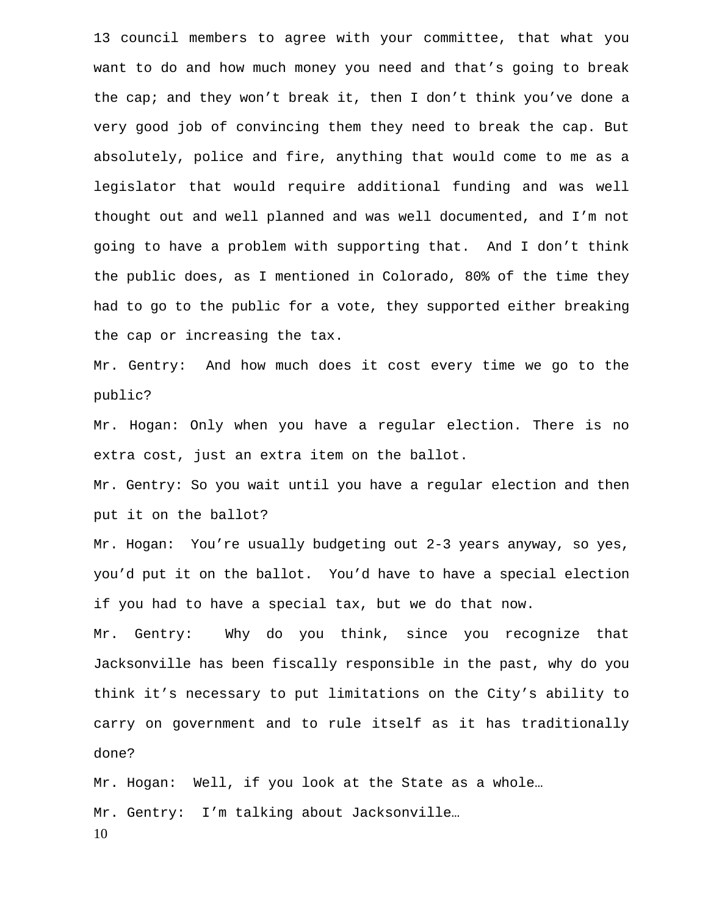13 council members to agree with your committee, that what you want to do and how much money you need and that's going to break the cap; and they won't break it, then I don't think you've done a very good job of convincing them they need to break the cap. But absolutely, police and fire, anything that would come to me as a legislator that would require additional funding and was well thought out and well planned and was well documented, and I'm not going to have a problem with supporting that. And I don't think the public does, as I mentioned in Colorado, 80% of the time they had to go to the public for a vote, they supported either breaking the cap or increasing the tax.

Mr. Gentry: And how much does it cost every time we go to the public?

Mr. Hogan: Only when you have a regular election. There is no extra cost, just an extra item on the ballot.

Mr. Gentry: So you wait until you have a regular election and then put it on the ballot?

Mr. Hogan: You're usually budgeting out 2-3 years anyway, so yes, you'd put it on the ballot. You'd have to have a special election if you had to have a special tax, but we do that now.

Mr. Gentry: Why do you think, since you recognize that Jacksonville has been fiscally responsible in the past, why do you think it's necessary to put limitations on the City's ability to carry on government and to rule itself as it has traditionally done?

Mr. Hogan: Well, if you look at the State as a whole…

Mr. Gentry: I'm talking about Jacksonville…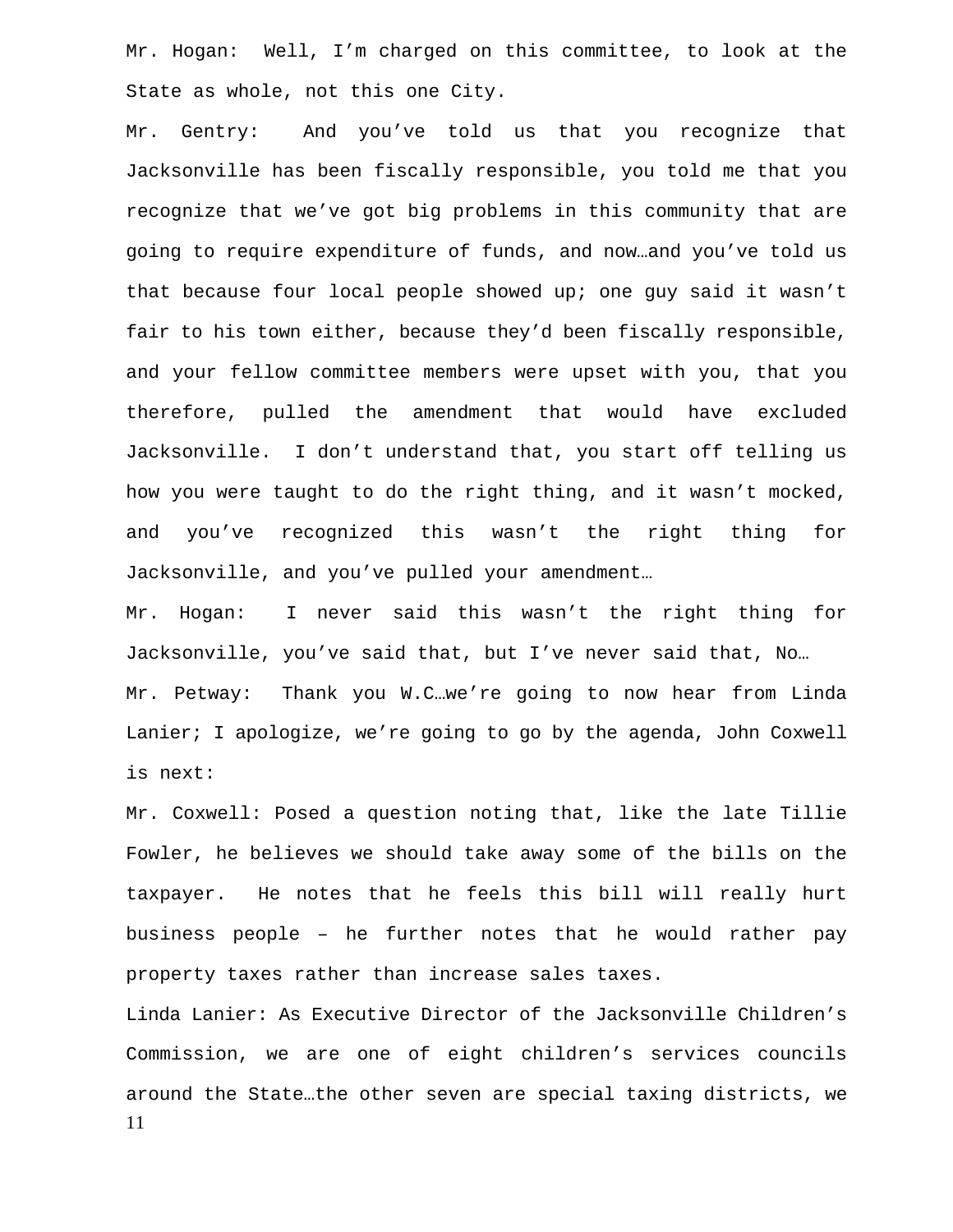Mr. Hogan: Well, I'm charged on this committee, to look at the State as whole, not this one City.

Mr. Gentry: And you've told us that you recognize that Jacksonville has been fiscally responsible, you told me that you recognize that we've got big problems in this community that are going to require expenditure of funds, and now…and you've told us that because four local people showed up; one guy said it wasn't fair to his town either, because they'd been fiscally responsible, and your fellow committee members were upset with you, that you therefore, pulled the amendment that would have excluded Jacksonville. I don't understand that, you start off telling us how you were taught to do the right thing, and it wasn't mocked, and you've recognized this wasn't the right thing for Jacksonville, and you've pulled your amendment…

Mr. Hogan: I never said this wasn't the right thing for Jacksonville, you've said that, but I've never said that, No…

Mr. Petway: Thank you W.C…we're going to now hear from Linda Lanier; I apologize, we're going to go by the agenda, John Coxwell is next:

Mr. Coxwell: Posed a question noting that, like the late Tillie Fowler, he believes we should take away some of the bills on the taxpayer. He notes that he feels this bill will really hurt business people – he further notes that he would rather pay property taxes rather than increase sales taxes.

Linda Lanier: As Executive Director of the Jacksonville Children's Commission, we are one of eight children's services councils around the State…the other seven are special taxing districts, we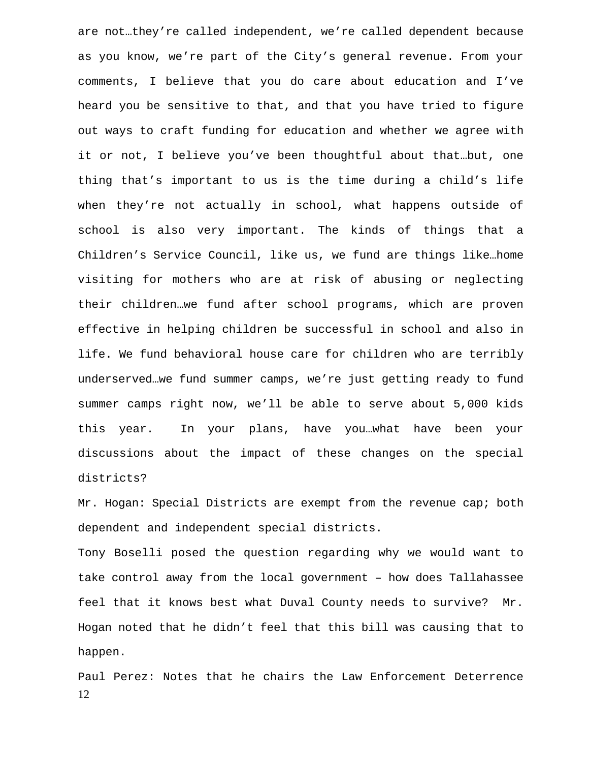are not…they're called independent, we're called dependent because as you know, we're part of the City's general revenue. From your comments, I believe that you do care about education and I've heard you be sensitive to that, and that you have tried to figure out ways to craft funding for education and whether we agree with it or not, I believe you've been thoughtful about that…but, one thing that's important to us is the time during a child's life when they're not actually in school, what happens outside of school is also very important. The kinds of things that a Children's Service Council, like us, we fund are things like…home visiting for mothers who are at risk of abusing or neglecting their children…we fund after school programs, which are proven effective in helping children be successful in school and also in life. We fund behavioral house care for children who are terribly underserved…we fund summer camps, we're just getting ready to fund summer camps right now, we'll be able to serve about 5,000 kids this year. In your plans, have you…what have been your discussions about the impact of these changes on the special districts?

Mr. Hogan: Special Districts are exempt from the revenue cap; both dependent and independent special districts.

Tony Boselli posed the question regarding why we would want to take control away from the local government – how does Tallahassee feel that it knows best what Duval County needs to survive? Mr. Hogan noted that he didn't feel that this bill was causing that to happen.

Paul Perez: Notes that he chairs the Law Enforcement Deterrence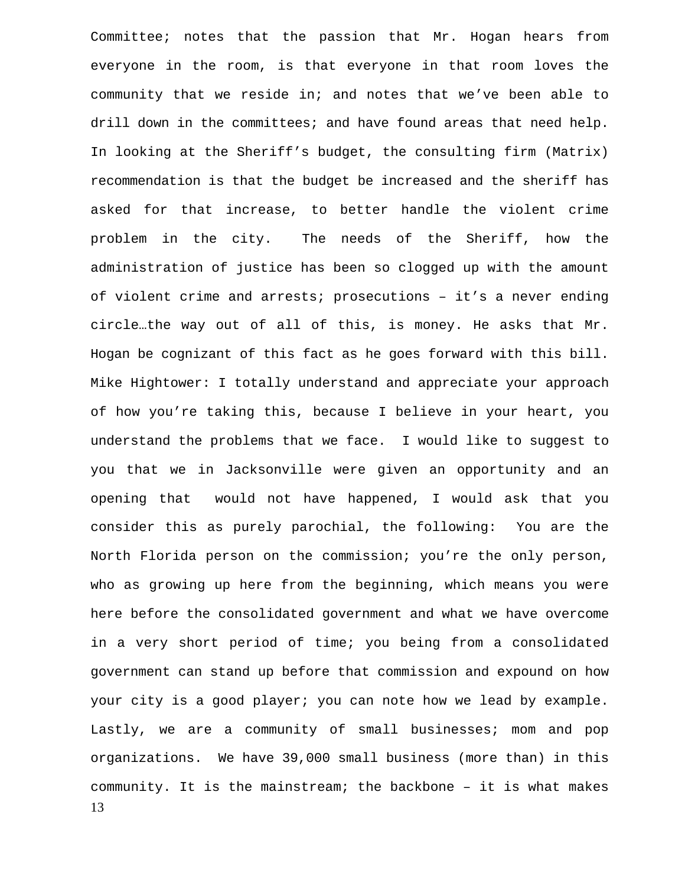Committee; notes that the passion that Mr. Hogan hears from everyone in the room, is that everyone in that room loves the community that we reside in; and notes that we've been able to drill down in the committees; and have found areas that need help. In looking at the Sheriff's budget, the consulting firm (Matrix) recommendation is that the budget be increased and the sheriff has asked for that increase, to better handle the violent crime problem in the city. The needs of the Sheriff, how the administration of justice has been so clogged up with the amount of violent crime and arrests; prosecutions – it's a never ending circle…the way out of all of this, is money. He asks that Mr. Hogan be cognizant of this fact as he goes forward with this bill.

Mike Hightower: I totally understand and appreciate your approach of how you're taking this, because I believe in your heart, you understand the problems that we face. I would like to suggest to you that we in Jacksonville were given an opportunity and an opening that would not have happened, I would ask that you consider this as purely parochial, the following: You are the North Florida person on the commission; you're the only person, who as growing up here from the beginning, which means you were here before the consolidated government and what we have overcome in a very short period of time; you being from a consolidated government can stand up before that commission and expound on how your city is a good player; you can note how we lead by example. Lastly, we are a community of small businesses; mom and pop organizations. We have 39,000 small business (more than) in this community. It is the mainstream; the backbone – it is what makes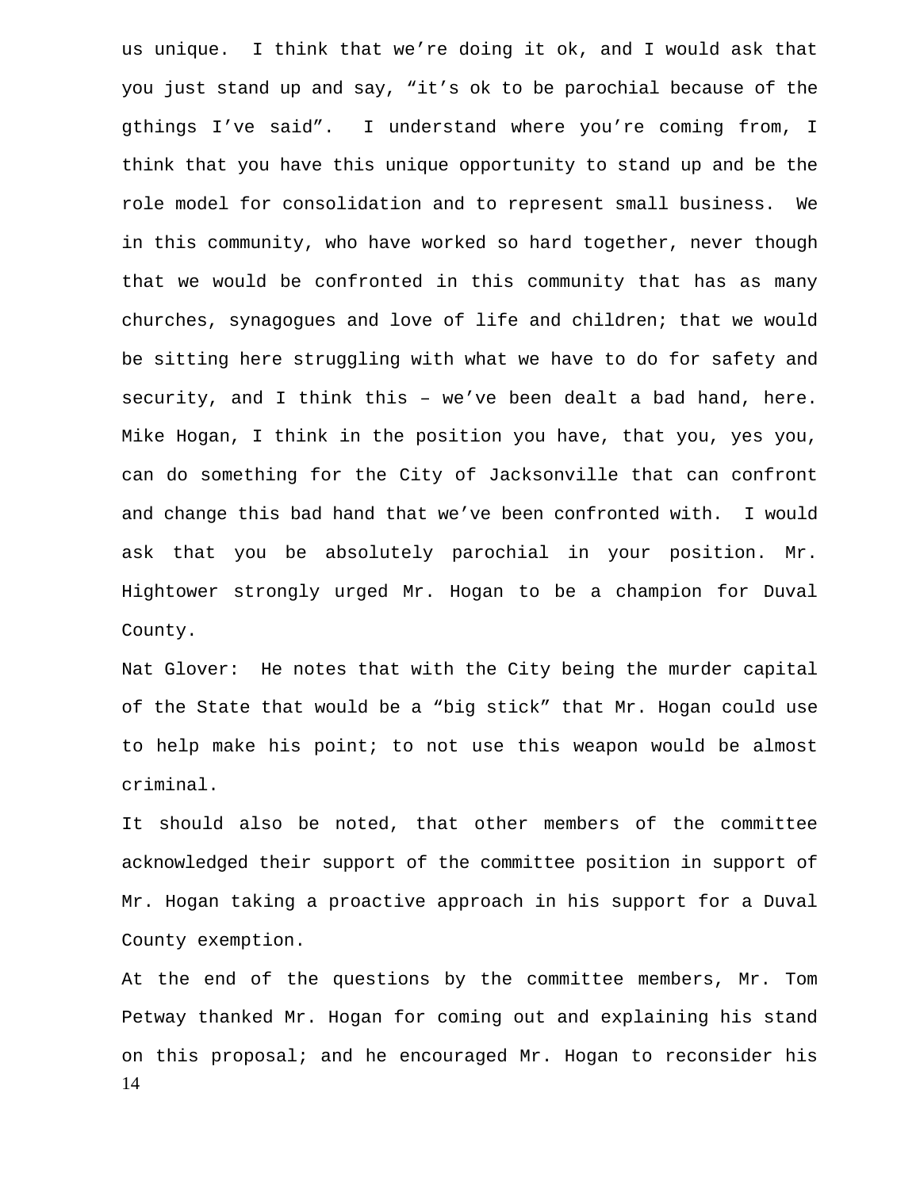us unique. I think that we're doing it ok, and I would ask that you just stand up and say, "it's ok to be parochial because of the gthings I've said". I understand where you're coming from, I think that you have this unique opportunity to stand up and be the role model for consolidation and to represent small business. We in this community, who have worked so hard together, never though that we would be confronted in this community that has as many churches, synagogues and love of life and children; that we would be sitting here struggling with what we have to do for safety and security, and I think this – we've been dealt a bad hand, here. Mike Hogan, I think in the position you have, that you, yes you, can do something for the City of Jacksonville that can confront and change this bad hand that we've been confronted with. I would ask that you be absolutely parochial in your position. Mr. Hightower strongly urged Mr. Hogan to be a champion for Duval County.

Nat Glover: He notes that with the City being the murder capital of the State that would be a "big stick" that Mr. Hogan could use to help make his point; to not use this weapon would be almost criminal.

It should also be noted, that other members of the committee acknowledged their support of the committee position in support of Mr. Hogan taking a proactive approach in his support for a Duval County exemption.

At the end of the questions by the committee members, Mr. Tom Petway thanked Mr. Hogan for coming out and explaining his stand on this proposal; and he encouraged Mr. Hogan to reconsider his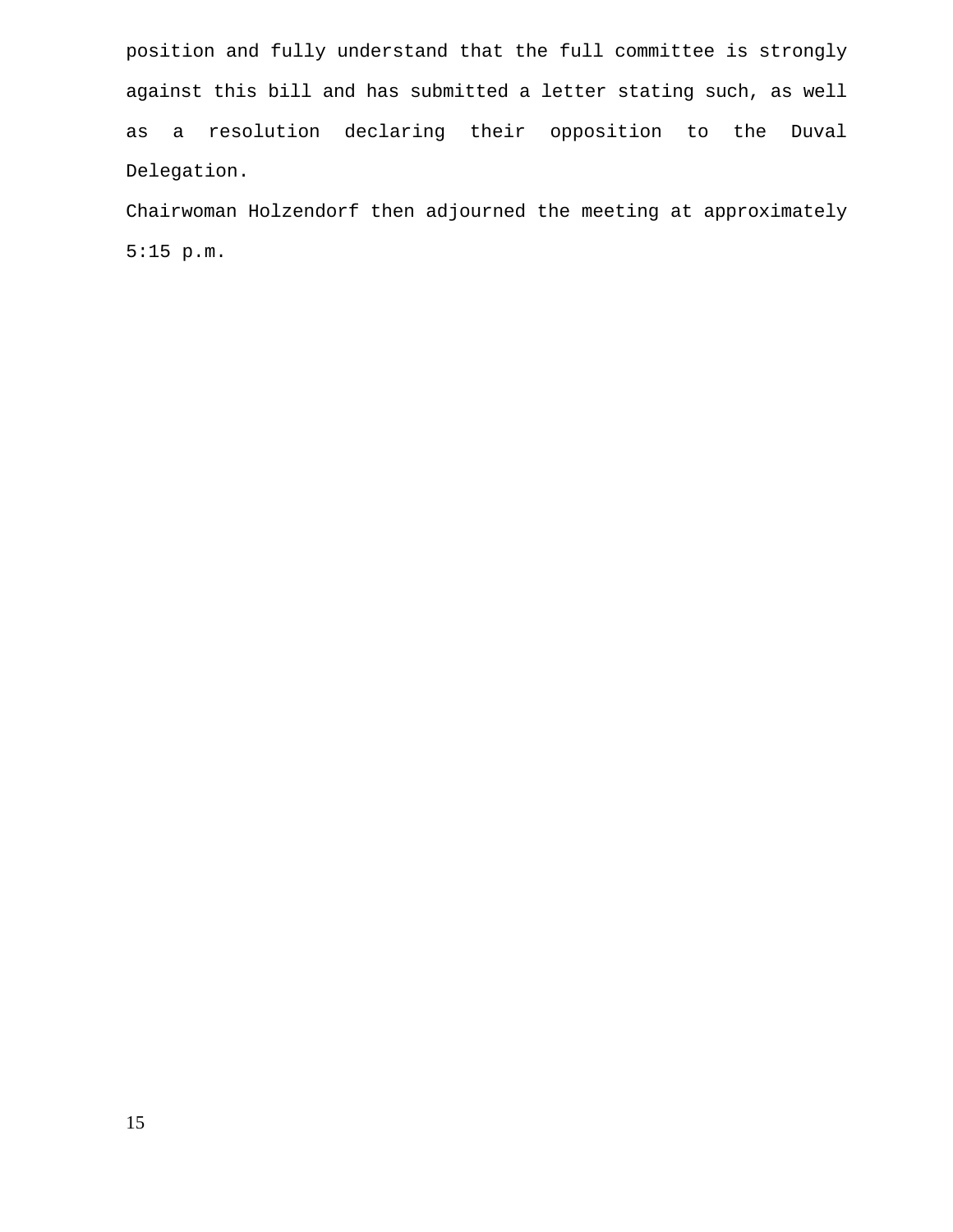position and fully understand that the full committee is strongly against this bill and has submitted a letter stating such, as well as a resolution declaring their opposition to the Duval Delegation.

Chairwoman Holzendorf then adjourned the meeting at approximately 5:15 p.m.